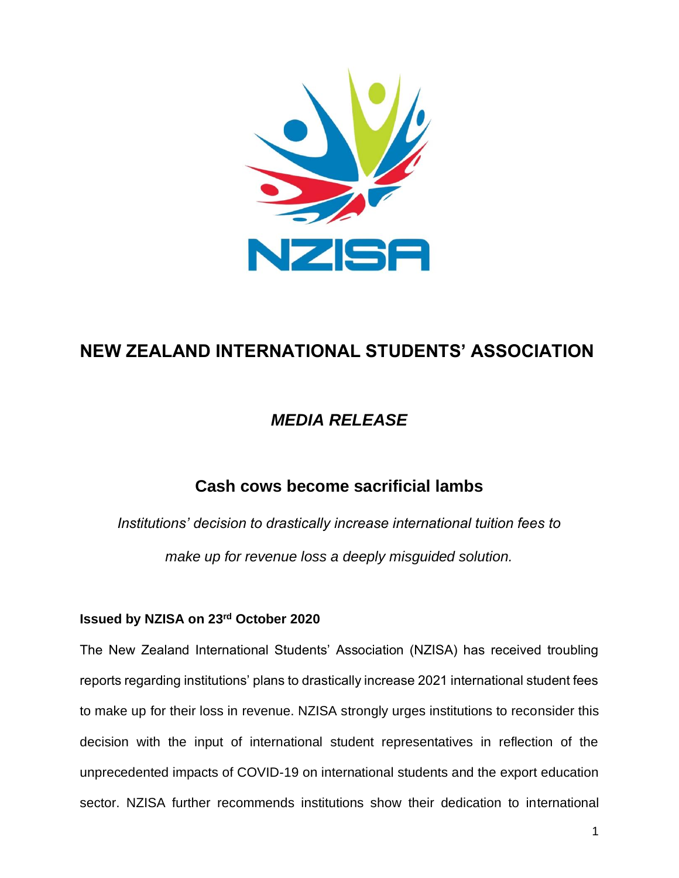# NEW ZEALAND INTERNATIONAL STUDENTS' ASSOCIATION

## *MEDIA RELEASE*

## Cash cows become sacrificial lambs

*Institutions' decision to drastically increase international tuition fees to make up for revenue loss a deeply misguided solution.*

**Issued by NZISA on 23rd October 2020**

The New Zealand International Students' Association (NZISA) has received troubling reports regarding institutions' plans to drastically increase 2021 international student fees to make up for their loss in revenue. NZISA strongly urges institutions to reconsider this decision with the input of international student representatives in reflection of the unprecedented impacts of COVID-19 on international students and the export education sector. NZISA further recommends institutions show their dedication to international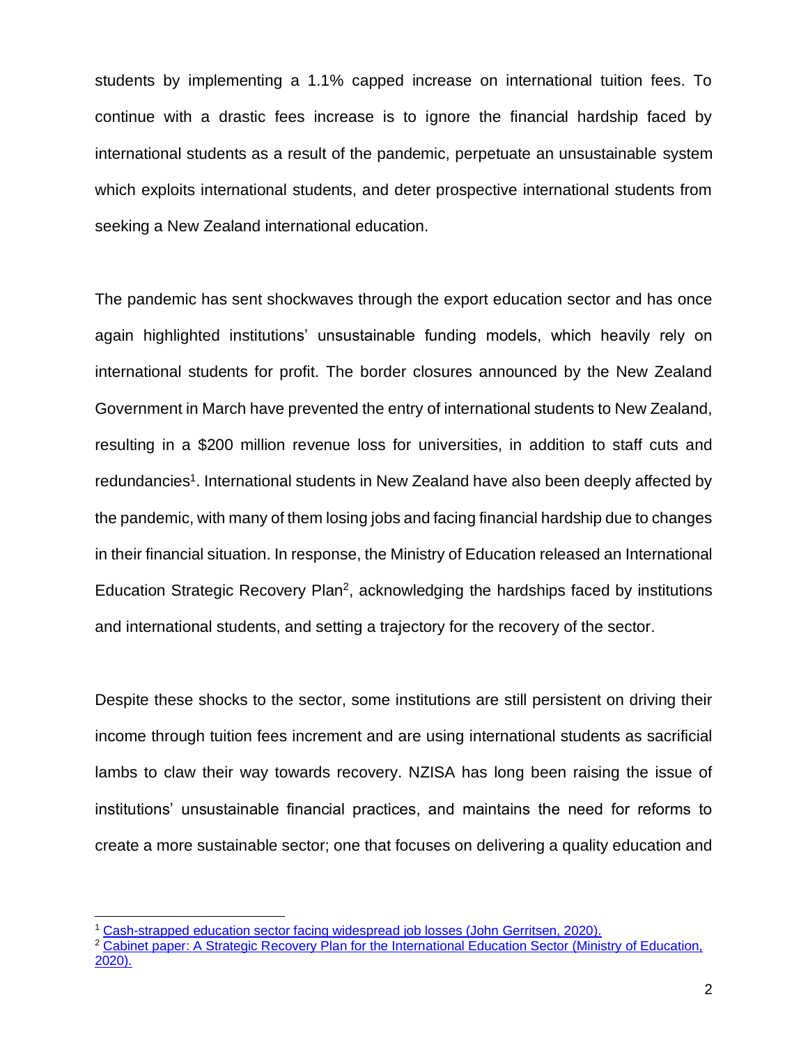students by implementing a 1.1% capped increase on international tuition fees. To continue with a drastic fees increase is to ignore the financial hardship faced by international students as a result of the pandemic, perpetuate an unsustainable system which exploits international students, and deter prospective international students from seeking a New Zealand international education.

The pandemic has sent shockwaves through the export education sector and has once again highlighted institutions' unsustainable funding models, which heavily rely on international students for profit. The border closures announced by the New Zealand Government in March have prevented the entry of international students to New Zealand, resulting in a $200 million revenue loss for universities, in addition to staff cuts and redundancies[1]. International students in New Zealand have also been deeply affected by the pandemic, with many of them losing jobs and facing financial hardship due to changes in their financial situation. In response, the Ministry of Education released an International Education Strategic Recovery Plan[2], acknowledging the hardships faced by institutions and international students, and setting a trajectory for the recovery of the sector.

Despite these shocks to the sector, some institutions are still persistent on driving their income through tuition fees increment and are using international students as sacrificial lambs to claw their way towards recovery. NZISA has long been raising the issue of institutions' unsustainable financial practices, and maintains the need for reforms to create a more sustainable sector; one that focuses on delivering a quality education and

---

[1] Cash-strapped education sector facing widespread job losses (John Gerritsen, 2020).

[2] Cabinet paper: A Strategic Recovery Plan for the International Education Sector (Ministry of Education, 2020).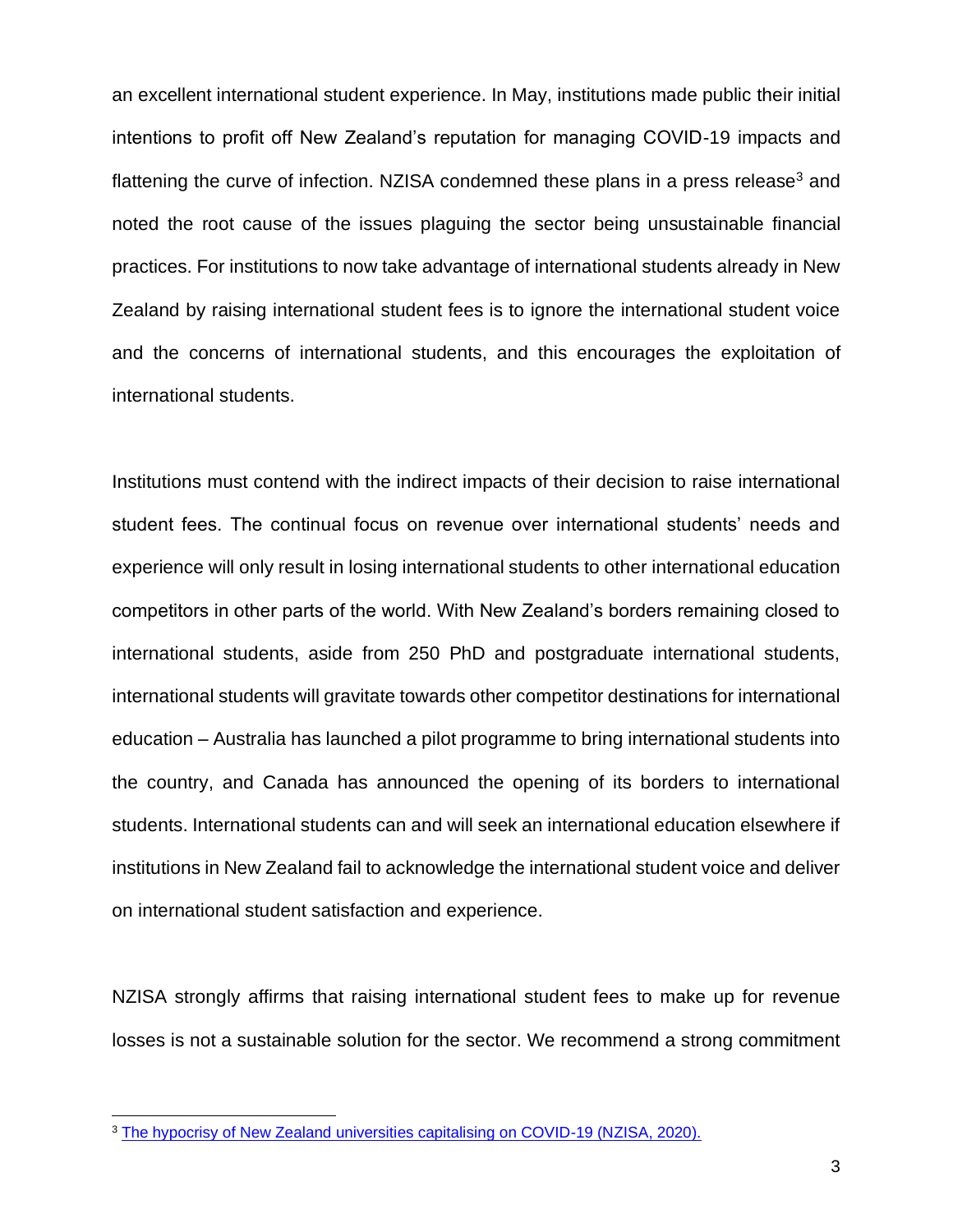an excellent international student experience. In May, institutions made public their initial intentions to profit off New Zealand's reputation for managing COVID-19 impacts and flattening the curve of infection. NZISA condemned these plans in a press release[3] and noted the root cause of the issues plaguing the sector being unsustainable financial practices. For institutions to now take advantage of international students already in New Zealand by raising international student fees is to ignore the international student voice and the concerns of international students, and this encourages the exploitation of international students.

Institutions must contend with the indirect impacts of their decision to raise international student fees. The continual focus on revenue over international students' needs and experience will only result in losing international students to other international education competitors in other parts of the world. With New Zealand's borders remaining closed to international students, aside from 250 PhD and postgraduate international students, international students will gravitate towards other competitor destinations for international education – Australia has launched a pilot programme to bring international students into the country, and Canada has announced the opening of its borders to international students. International students can and will seek an international education elsewhere if institutions in New Zealand fail to acknowledge the international student voice and deliver on international student satisfaction and experience.

NZISA strongly affirms that raising international student fees to make up for revenue losses is not a sustainable solution for the sector. We recommend a strong commitment

[3] The hypocrisy of New Zealand universities capitalising on COVID-19 (NZISA, 2020).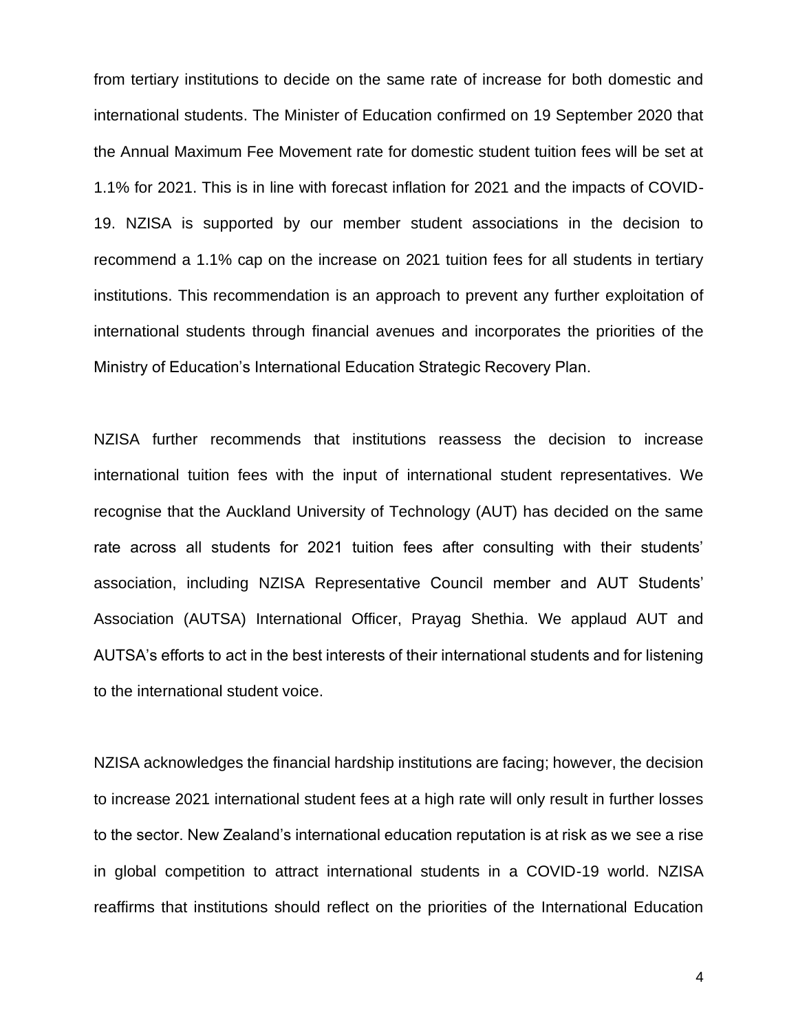from tertiary institutions to decide on the same rate of increase for both domestic and international students. The Minister of Education confirmed on 19 September 2020 that the Annual Maximum Fee Movement rate for domestic student tuition fees will be set at 1.1% for 2021. This is in line with forecast inflation for 2021 and the impacts of COVID-19. NZISA is supported by our member student associations in the decision to recommend a 1.1% cap on the increase on 2021 tuition fees for all students in tertiary institutions. This recommendation is an approach to prevent any further exploitation of international students through financial avenues and incorporates the priorities of the Ministry of Education's International Education Strategic Recovery Plan.

NZISA further recommends that institutions reassess the decision to increase international tuition fees with the input of international student representatives. We recognise that the Auckland University of Technology (AUT) has decided on the same rate across all students for 2021 tuition fees after consulting with their students' association, including NZISA Representative Council member and AUT Students' Association (AUTSA) International Officer, Prayag Shethia. We applaud AUT and AUTSA's efforts to act in the best interests of their international students and for listening to the international student voice.

NZISA acknowledges the financial hardship institutions are facing; however, the decision to increase 2021 international student fees at a high rate will only result in further losses to the sector. New Zealand's international education reputation is at risk as we see a rise in global competition to attract international students in a COVID-19 world. NZISA reaffirms that institutions should reflect on the priorities of the International Education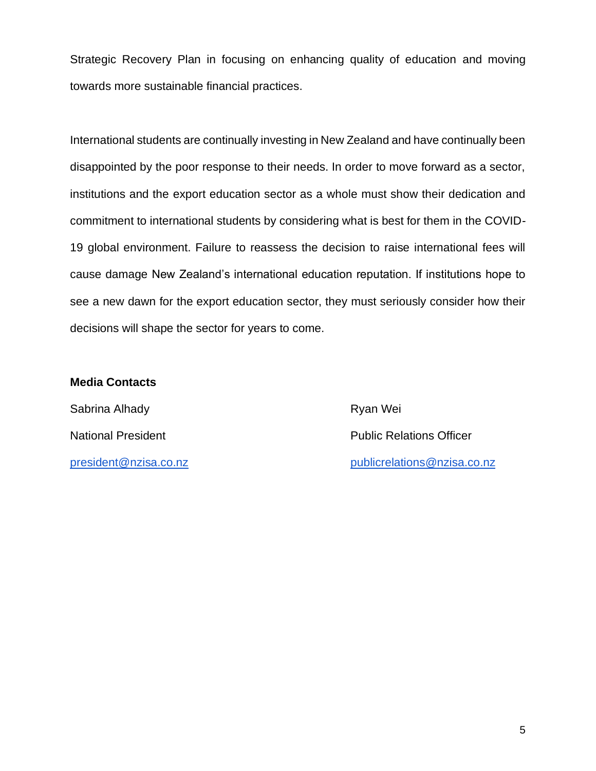Strategic Recovery Plan in focusing on enhancing quality of education and moving towards more sustainable financial practices.

International students are continually investing in New Zealand and have continually been disappointed by the poor response to their needs. In order to move forward as a sector, institutions and the export education sector as a whole must show their dedication and commitment to international students by considering what is best for them in the COVID-19 global environment. Failure to reassess the decision to raise international fees will cause damage New Zealand's international education reputation. If institutions hope to see a new dawn for the export education sector, they must seriously consider how their decisions will shape the sector for years to come.

**Media Contacts**

Sabrina Alhady
National President
president@nzisa.co.nz

Ryan Wei
Public Relations Officer
publicrelations@nzisa.co.nz